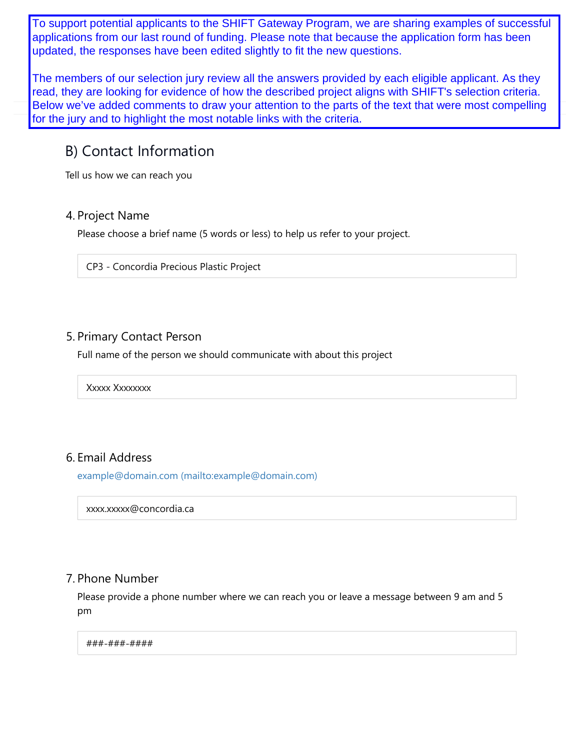To support potential applicants to the SHIFT Gateway Program, we are sharing examples of successful applications from our last round of funding. Please note that because the application form has been updated, the responses have been edited slightly to fit the new questions.

The members of our selection jury review all the answers provided by each eligible applicant. As they read, they are looking for evidence of how the described project aligns with SHIFT's selection criteria. Below we've added comments to draw your attention to the parts of the text that were most compelling for the jury and to highlight the most notable links with the criteria.

## B) Contact Information

Tell us how we can reach you

### 4. Project Name

Please choose a brief name (5 words or less) to help us refer to your project.

CP3 - Concordia Precious Plastic Project

### 5. Primary Contact Person

Full name of the person we should communicate with about this project

Xxxxx Xxxxxxxx

### 6. Email Address

example@domain.com (mailto:example@domain.com)

xxxx.xxxxx@concordia.ca

### 7. Phone Number

Please provide a phone number where we can reach you or leave a message between 9 am and 5 pm

###-###-####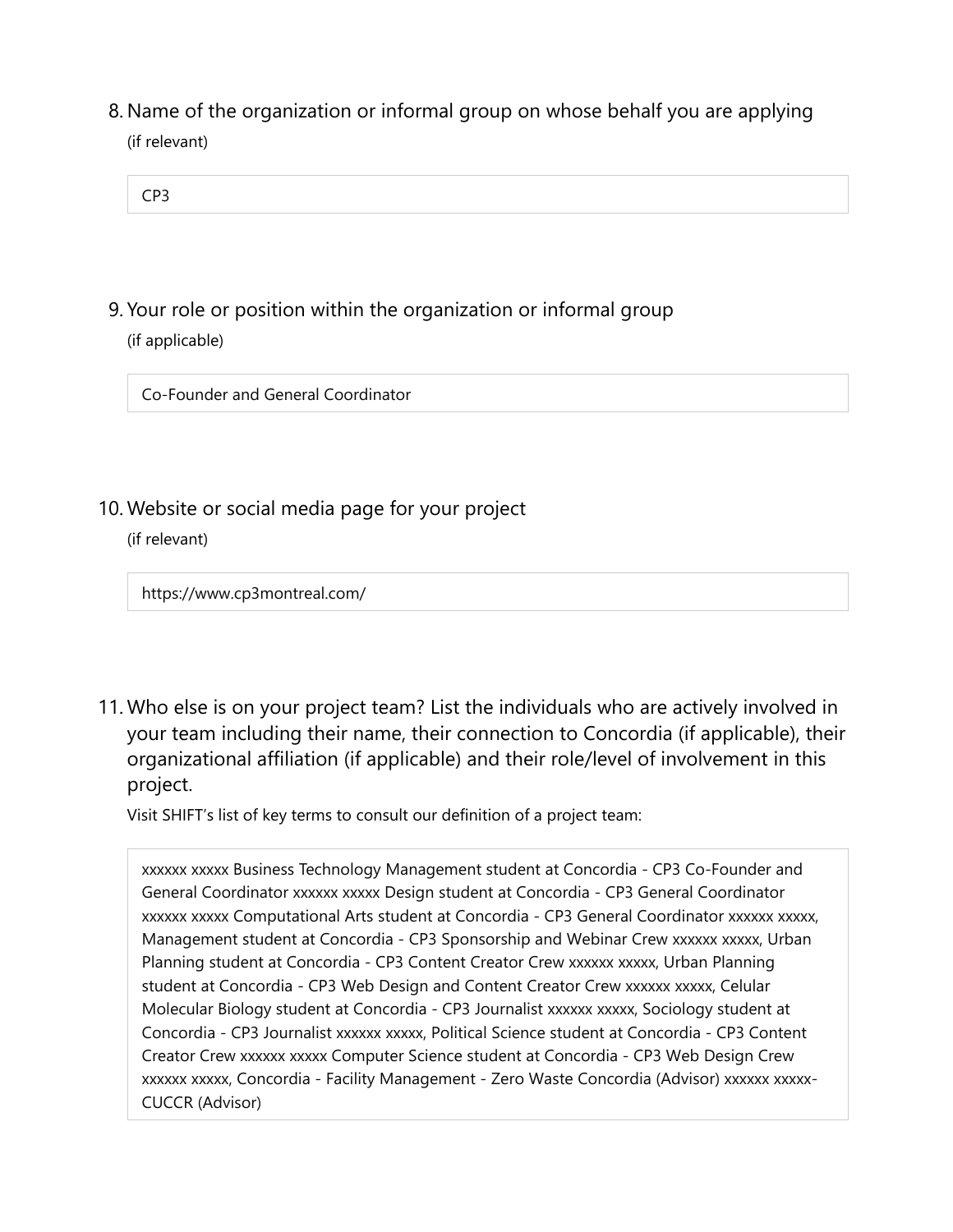8. Name of the organization or informal group on whose behalf you are applying

(if relevant)

CP3

9. Your role or position within the organization or informal group

(if applicable)

Co-Founder and General Coordinator

10. Website or social media page for your project

(if relevant)

https://www.cp3montreal.com/

11. Who else is on your project team? List the individuals who are actively involved in your team including their name, their connection to Concordia (if applicable), their organizational affiliation (if applicable) and their role/level of involvement in this project.

Visit SHIFT's list of key terms to consult our definition of a project team:

xxxxxx xxxxx Business Technology Management student at Concordia - CP3 Co-Founder and General Coordinator xxxxxx xxxxx Design student at Concordia - CP3 General Coordinator xxxxxx xxxxx Computational Arts student at Concordia - CP3 General Coordinator xxxxxx xxxxx, Management student at Concordia - CP3 Sponsorship and Webinar Crew xxxxxx xxxxx, Urban Planning student at Concordia - CP3 Content Creator Crew xxxxxx xxxxx, Urban Planning student at Concordia - CP3 Web Design and Content Creator Crew xxxxxx xxxxx, Celular Molecular Biology student at Concordia - CP3 Journalist xxxxxx xxxxx, Sociology student at Concordia - CP3 Journalist xxxxxx xxxxx, Political Science student at Concordia - CP3 Content Creator Crew xxxxxx xxxxx Computer Science student at Concordia - CP3 Web Design Crew xxxxxx xxxxx, Concordia - Facility Management - Zero Waste Concordia (Advisor) xxxxxx xxxxx- CUCCR (Advisor)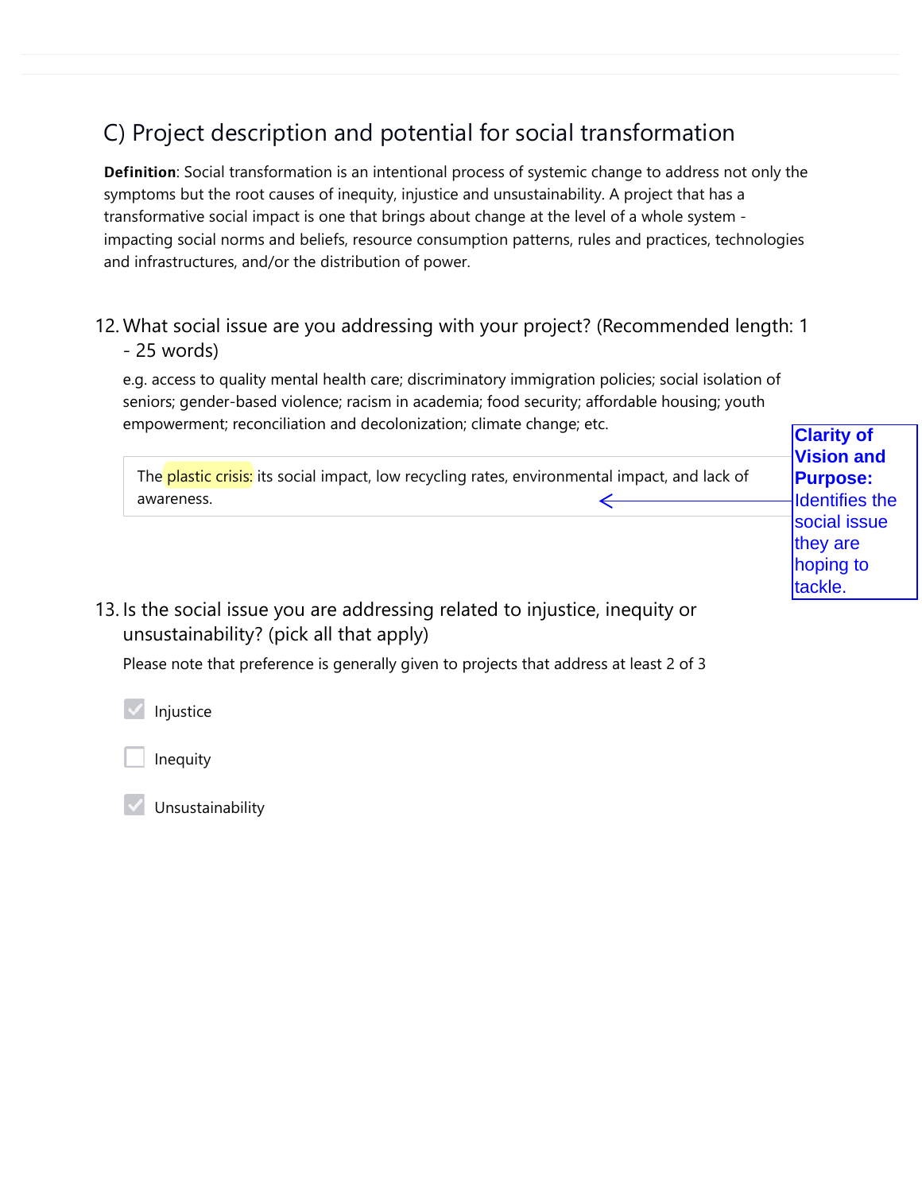## C) Project description and potential for social transformation

**Definition**: Social transformation is an intentional process of systemic change to address not only the symptoms but the root causes of inequity, injustice and unsustainability. A project that has a transformative social impact is one that brings about change at the level of a whole system - impacting social norms and beliefs, resource consumption patterns, rules and practices, technologies and infrastructures, and/or the distribution of power.

12. What social issue are you addressing with your project? (Recommended length: 1 - 25 words)

    e.g. access to quality mental health care; discriminatory immigration policies; social isolation of seniors; gender-based violence; racism in academia; food security; affordable housing; youth empowerment; reconciliation and decolonization; climate change; etc.

    > The plastic crisis: its social impact, low recycling rates, environmental impact, and lack of awareness.

    **Clarity of Vision and Purpose:** Identifies the social issue they are hoping to tackle.

13. Is the social issue you are addressing related to injustice, inequity or unsustainability? (pick all that apply)

    Please note that preference is generally given to projects that address at least 2 of 3

    - [x] Injustice
    - [ ] Inequity
    - [x] Unsustainability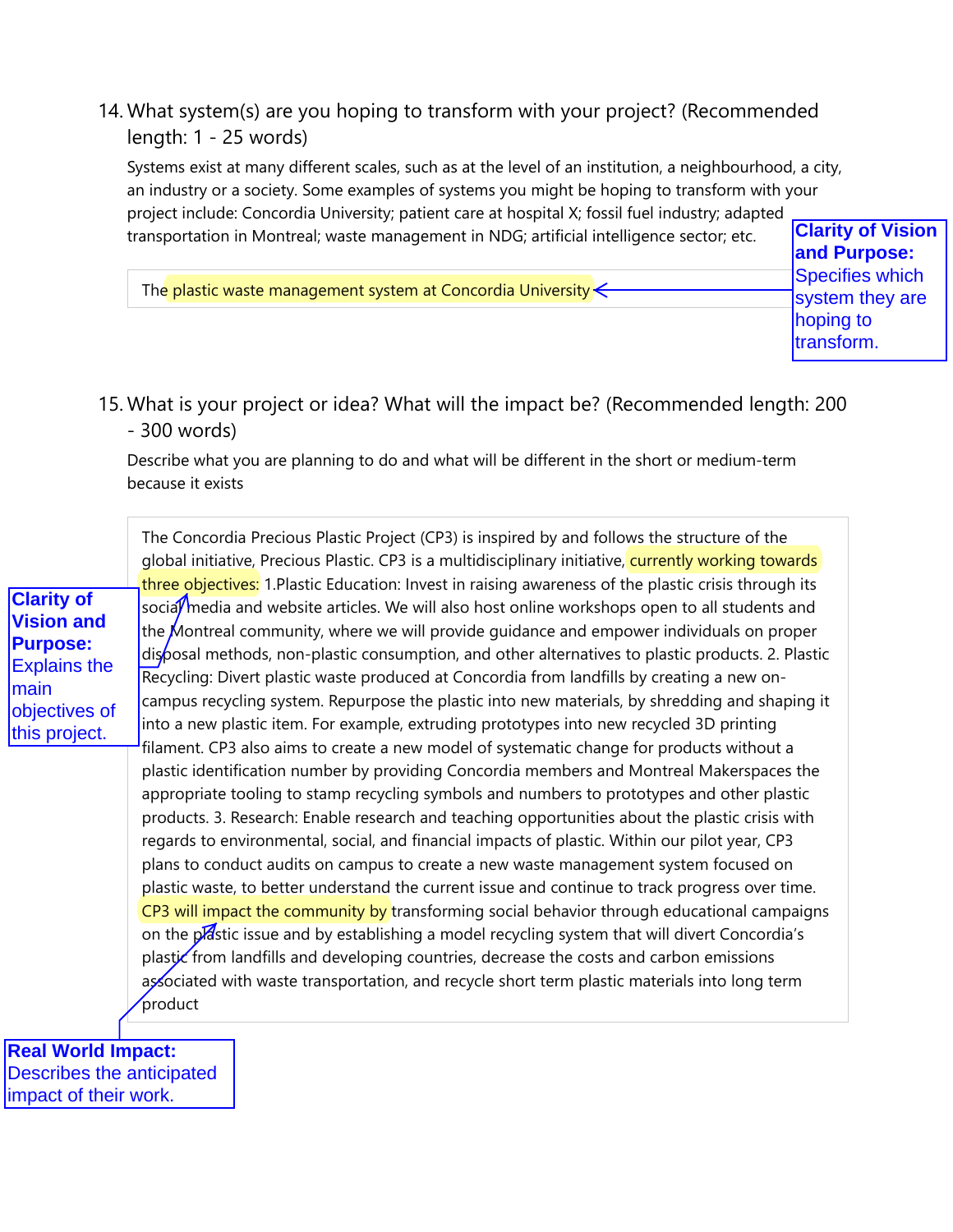14. What system(s) are you hoping to transform with your project? (Recommended length: 1 - 25 words)

Systems exist at many different scales, such as at the level of an institution, a neighbourhood, a city, an industry or a society. Some examples of systems you might be hoping to transform with your project include: Concordia University; patient care at hospital X; fossil fuel industry; adapted transportation in Montreal; waste management in NDG; artificial intelligence sector; etc.

> The plastic waste management system at Concordia University

**Clarity of Vision and Purpose:** Specifies which system they are hoping to transform.

15. What is your project or idea? What will the impact be? (Recommended length: 200 - 300 words)

Describe what you are planning to do and what will be different in the short or medium-term because it exists

> The Concordia Precious Plastic Project (CP3) is inspired by and follows the structure of the global initiative, Precious Plastic. CP3 is a multidisciplinary initiative, currently working towards three objectives: 1.Plastic Education: Invest in raising awareness of the plastic crisis through its social media and website articles. We will also host online workshops open to all students and the Montreal community, where we will provide guidance and empower individuals on proper disposal methods, non-plastic consumption, and other alternatives to plastic products. 2. Plastic Recycling: Divert plastic waste produced at Concordia from landfills by creating a new on-campus recycling system. Repurpose the plastic into new materials, by shredding and shaping it into a new plastic item. For example, extruding prototypes into new recycled 3D printing filament. CP3 also aims to create a new model of systematic change for products without a plastic identification number by providing Concordia members and Montreal Makerspaces the appropriate tooling to stamp recycling symbols and numbers to prototypes and other plastic products. 3. Research: Enable research and teaching opportunities about the plastic crisis with regards to environmental, social, and financial impacts of plastic. Within our pilot year, CP3 plans to conduct audits on campus to create a new waste management system focused on plastic waste, to better understand the current issue and continue to track progress over time. CP3 will impact the community by transforming social behavior through educational campaigns on the plastic issue and by establishing a model recycling system that will divert Concordia's plastic from landfills and developing countries, decrease the costs and carbon emissions associated with waste transportation, and recycle short term plastic materials into long term product

**Clarity of Vision and Purpose:** Explains the main objectives of this project.

**Real World Impact:** Describes the anticipated impact of their work.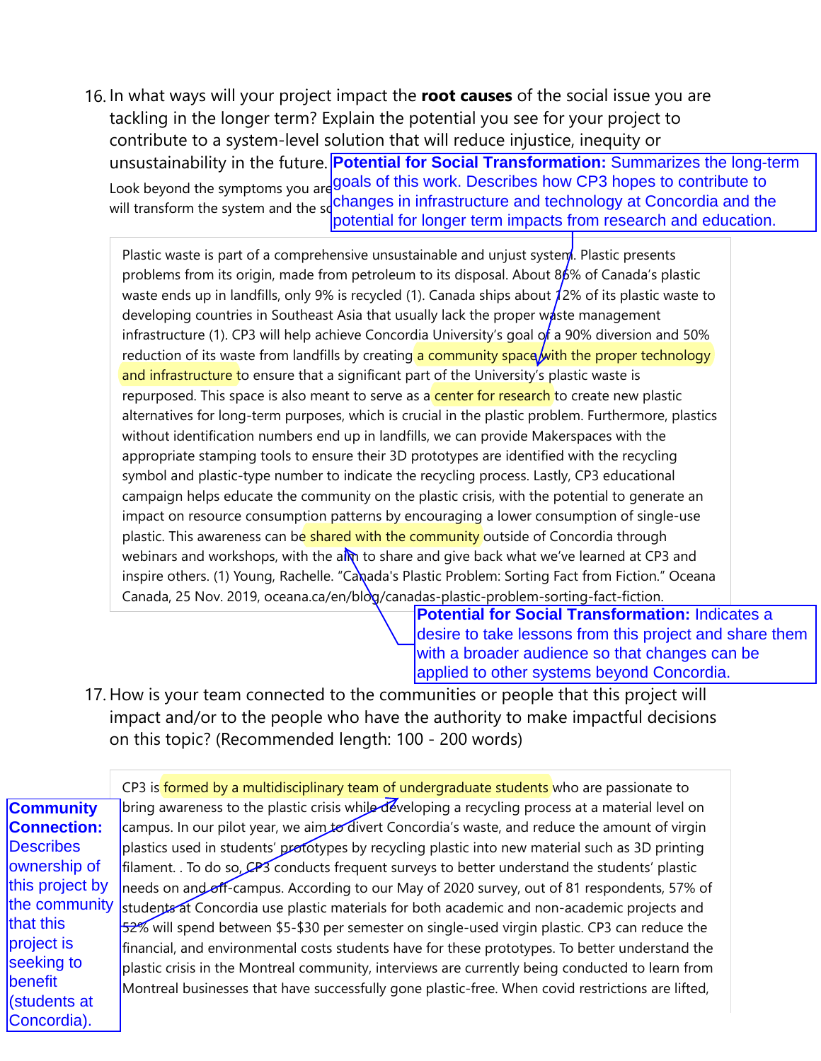16. In what ways will your project impact the **root causes** of the social issue you are tackling in the longer term? Explain the potential you see for your project to contribute to a system-level solution that will reduce injustice, inequity or unsustainability in the future.

Look beyond the symptoms you are ... will transform the system and the so...

> **Potential for Social Transformation:** Summarizes the long-term goals of this work. Describes how CP3 hopes to contribute to changes in infrastructure and technology at Concordia and the potential for longer term impacts from research and education.

Plastic waste is part of a comprehensive unsustainable and unjust system. Plastic presents problems from its origin, made from petroleum to its disposal. About 86% of Canada's plastic waste ends up in landfills, only 9% is recycled (1). Canada ships about 12% of its plastic waste to developing countries in Southeast Asia that usually lack the proper waste management infrastructure (1). CP3 will help achieve Concordia University's goal of a 90% diversion and 50% reduction of its waste from landfills by creating a community space with the proper technology and infrastructure to ensure that a significant part of the University's plastic waste is repurposed. This space is also meant to serve as a center for research to create new plastic alternatives for long-term purposes, which is crucial in the plastic problem. Furthermore, plastics without identification numbers end up in landfills, we can provide Makerspaces with the appropriate stamping tools to ensure their 3D prototypes are identified with the recycling symbol and plastic-type number to indicate the recycling process. Lastly, CP3 educational campaign helps educate the community on the plastic crisis, with the potential to generate an impact on resource consumption patterns by encouraging a lower consumption of single-use plastic. This awareness can be shared with the community outside of Concordia through webinars and workshops, with the aim to share and give back what we've learned at CP3 and inspire others. (1) Young, Rachelle. "Canada's Plastic Problem: Sorting Fact from Fiction." Oceana Canada, 25 Nov. 2019, oceana.ca/en/blog/canadas-plastic-problem-sorting-fact-fiction.

> **Potential for Social Transformation:** Indicates a desire to take lessons from this project and share them with a broader audience so that changes can be applied to other systems beyond Concordia.

17. How is your team connected to the communities or people that this project will impact and/or to the people who have the authority to make impactful decisions on this topic? (Recommended length: 100 - 200 words)

> **Community Connection:** Describes ownership of this project by the community that this project is seeking to benefit (students at Concordia).

CP3 is formed by a multidisciplinary team of undergraduate students who are passionate to bring awareness to the plastic crisis while developing a recycling process at a material level on campus. In our pilot year, we aim to divert Concordia's waste, and reduce the amount of virgin plastics used in students' prototypes by recycling plastic into new material such as 3D printing filament. . To do so, CP3 conducts frequent surveys to better understand the students' plastic needs on and off-campus. According to our May of 2020 survey, out of 81 respondents, 57% of students at Concordia use plastic materials for both academic and non-academic projects and 52% will spend between $5-$30 per semester on single-used virgin plastic. CP3 can reduce the financial, and environmental costs students have for these prototypes. To better understand the plastic crisis in the Montreal community, interviews are currently being conducted to learn from Montreal businesses that have successfully gone plastic-free. When covid restrictions are lifted,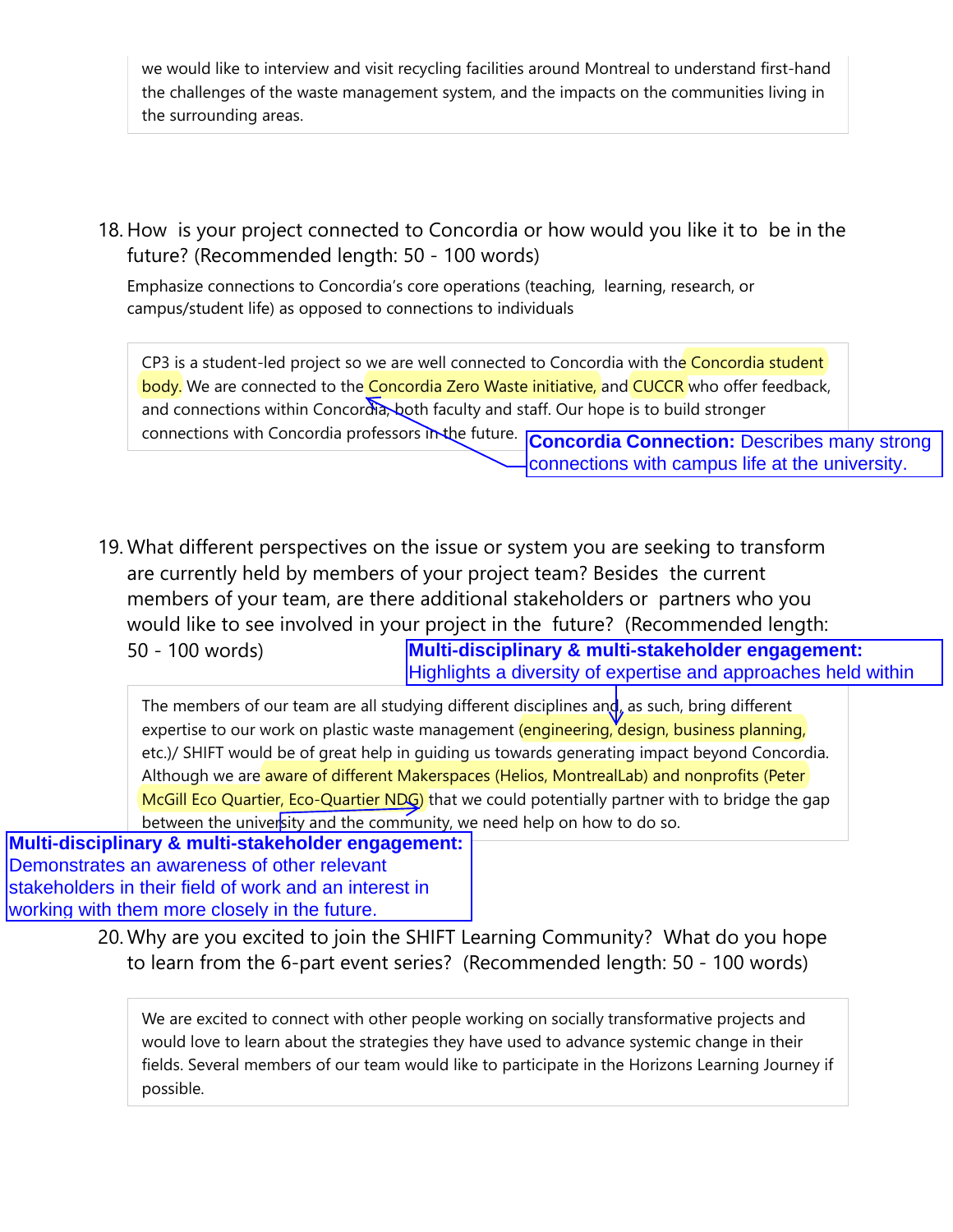we would like to interview and visit recycling facilities around Montreal to understand first-hand the challenges of the waste management system, and the impacts on the communities living in the surrounding areas.

18. How is your project connected to Concordia or how would you like it to be in the future? (Recommended length: 50 - 100 words)

Emphasize connections to Concordia's core operations (teaching, learning, research, or campus/student life) as opposed to connections to individuals

> CP3 is a student-led project so we are well connected to Concordia with the Concordia student body. We are connected to the Concordia Zero Waste initiative, and CUCCR who offer feedback, and connections within Concordia, both faculty and staff. Our hope is to build stronger connections with Concordia professors in the future.

**Concordia Connection:** Describes many strong connections with campus life at the university.

19. What different perspectives on the issue or system you are seeking to transform are currently held by members of your project team? Besides the current members of your team, are there additional stakeholders or partners who you would like to see involved in your project in the future? (Recommended length: 50 - 100 words)

**Multi-disciplinary & multi-stakeholder engagement:** Highlights a diversity of expertise and approaches held within

> The members of our team are all studying different disciplines and, as such, bring different expertise to our work on plastic waste management (engineering, design, business planning, etc.)/ SHIFT would be of great help in guiding us towards generating impact beyond Concordia. Although we are aware of different Makerspaces (Helios, MontrealLab) and nonprofits (Peter McGill Eco Quartier, Eco-Quartier NDG) that we could potentially partner with to bridge the gap between the university and the community, we need help on how to do so.

**Multi-disciplinary & multi-stakeholder engagement:** Demonstrates an awareness of other relevant stakeholders in their field of work and an interest in working with them more closely in the future.

20. Why are you excited to join the SHIFT Learning Community? What do you hope to learn from the 6-part event series? (Recommended length: 50 - 100 words)

> We are excited to connect with other people working on socially transformative projects and would love to learn about the strategies they have used to advance systemic change in their fields. Several members of our team would like to participate in the Horizons Learning Journey if possible.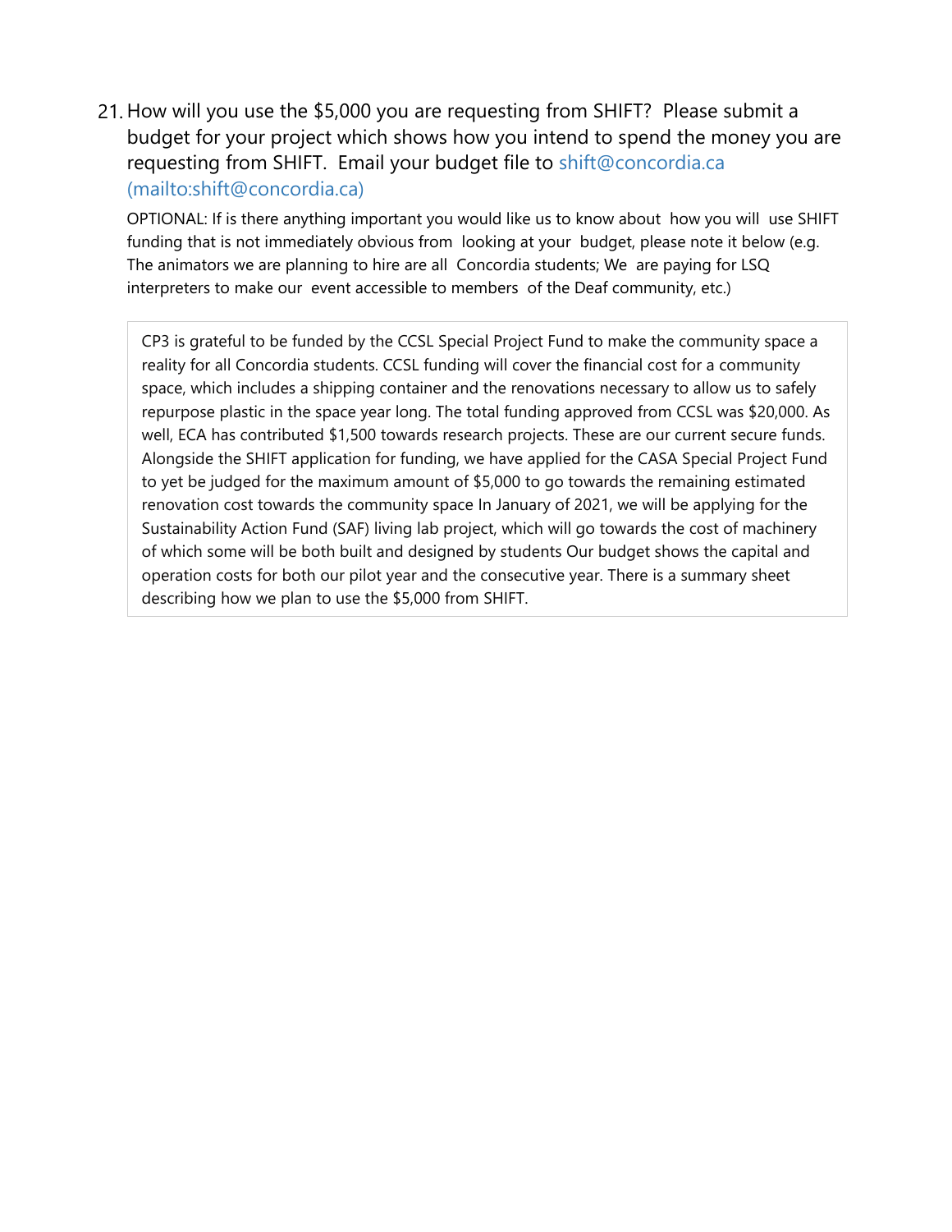21. How will you use the $5,000 you are requesting from SHIFT? Please submit a budget for your project which shows how you intend to spend the money you are requesting from SHIFT. Email your budget file to shift@concordia.ca (mailto:shift@concordia.ca)

    OPTIONAL: If is there anything important you would like us to know about how you will use SHIFT funding that is not immediately obvious from looking at your budget, please note it below (e.g. The animators we are planning to hire are all Concordia students; We are paying for LSQ interpreters to make our event accessible to members of the Deaf community, etc.)

    CP3 is grateful to be funded by the CCSL Special Project Fund to make the community space a reality for all Concordia students. CCSL funding will cover the financial cost for a community space, which includes a shipping container and the renovations necessary to allow us to safely repurpose plastic in the space year long. The total funding approved from CCSL was $20,000. As well, ECA has contributed $1,500 towards research projects. These are our current secure funds. Alongside the SHIFT application for funding, we have applied for the CASA Special Project Fund to yet be judged for the maximum amount of $5,000 to go towards the remaining estimated renovation cost towards the community space In January of 2021, we will be applying for the Sustainability Action Fund (SAF) living lab project, which will go towards the cost of machinery of which some will be both built and designed by students Our budget shows the capital and operation costs for both our pilot year and the consecutive year. There is a summary sheet describing how we plan to use the $5,000 from SHIFT.